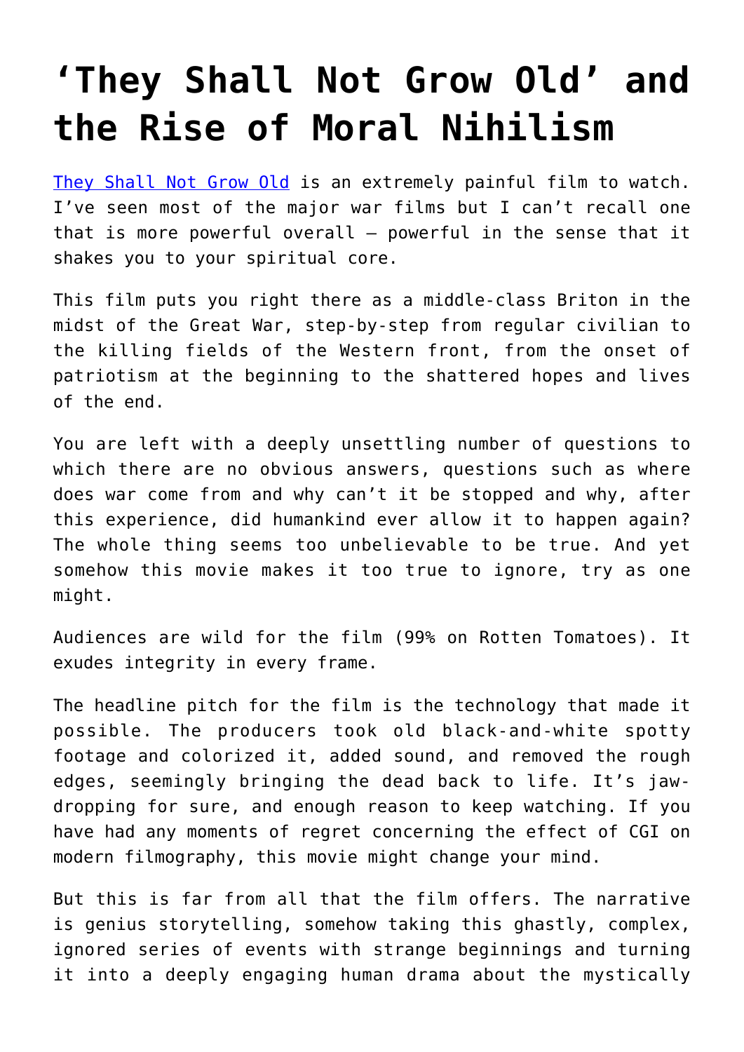# ‘They Shall Not Grow Old’ and the Rise of Moral Nihilism

[They Shall Not Grow Old](https://) is an extremely painful film to watch. I’ve seen most of the major war films but I can’t recall one that is more powerful overall — powerful in the sense that it shakes you to your spiritual core.

This film puts you right there as a middle-class Briton in the midst of the Great War, step-by-step from regular civilian to the killing fields of the Western front, from the onset of patriotism at the beginning to the shattered hopes and lives of the end.

You are left with a deeply unsettling number of questions to which there are no obvious answers, questions such as where does war come from and why can’t it be stopped and why, after this experience, did humankind ever allow it to happen again? The whole thing seems too unbelievable to be true. And yet somehow this movie makes it too true to ignore, try as one might.

Audiences are wild for the film (99% on Rotten Tomatoes). It exudes integrity in every frame.

The headline pitch for the film is the technology that made it possible. The producers took old black-and-white spotty footage and colorized it, added sound, and removed the rough edges, seemingly bringing the dead back to life. It’s jaw-dropping for sure, and enough reason to keep watching. If you have had any moments of regret concerning the effect of CGI on modern filmography, this movie might change your mind.

But this is far from all that the film offers. The narrative is genius storytelling, somehow taking this ghastly, complex, ignored series of events with strange beginnings and turning it into a deeply engaging human drama about the mystically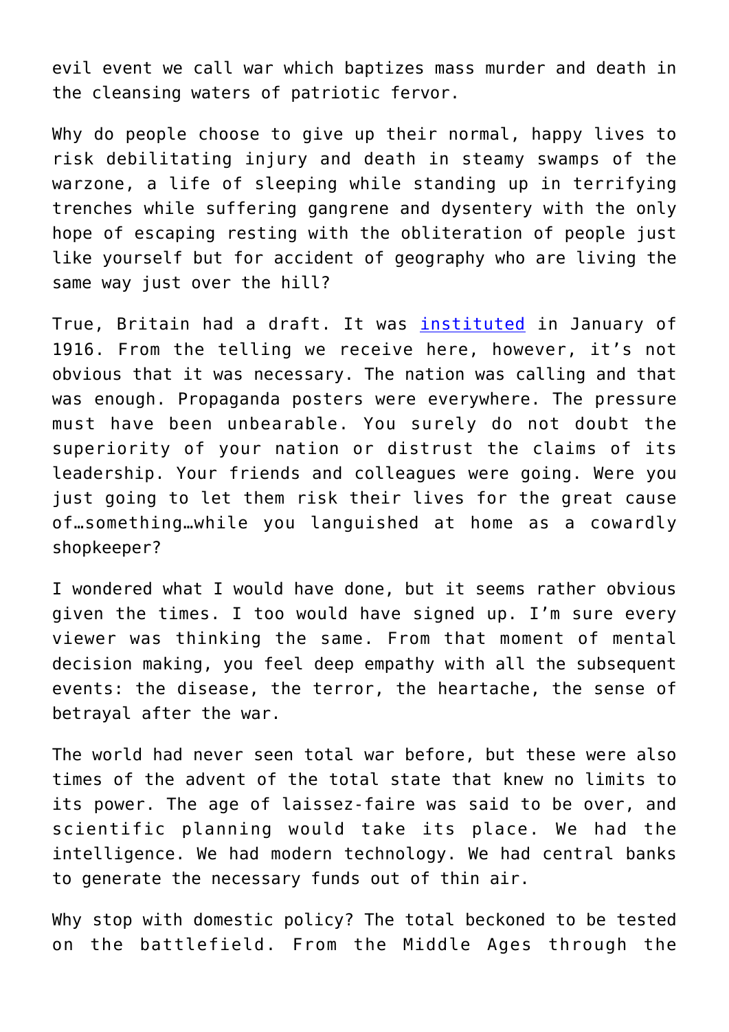evil event we call war which baptizes mass murder and death in the cleansing waters of patriotic fervor.

Why do people choose to give up their normal, happy lives to risk debilitating injury and death in steamy swamps of the warzone, a life of sleeping while standing up in terrifying trenches while suffering gangrene and dysentery with the only hope of escaping resting with the obliteration of people just like yourself but for accident of geography who are living the same way just over the hill?

True, Britain had a draft. It was instituted in January of 1916. From the telling we receive here, however, it's not obvious that it was necessary. The nation was calling and that was enough. Propaganda posters were everywhere. The pressure must have been unbearable. You surely do not doubt the superiority of your nation or distrust the claims of its leadership. Your friends and colleagues were going. Were you just going to let them risk their lives for the great cause of…something…while you languished at home as a cowardly shopkeeper?

I wondered what I would have done, but it seems rather obvious given the times. I too would have signed up. I'm sure every viewer was thinking the same. From that moment of mental decision making, you feel deep empathy with all the subsequent events: the disease, the terror, the heartache, the sense of betrayal after the war.

The world had never seen total war before, but these were also times of the advent of the total state that knew no limits to its power. The age of laissez-faire was said to be over, and scientific planning would take its place. We had the intelligence. We had modern technology. We had central banks to generate the necessary funds out of thin air.

Why stop with domestic policy? The total beckoned to be tested on the battlefield. From the Middle Ages through the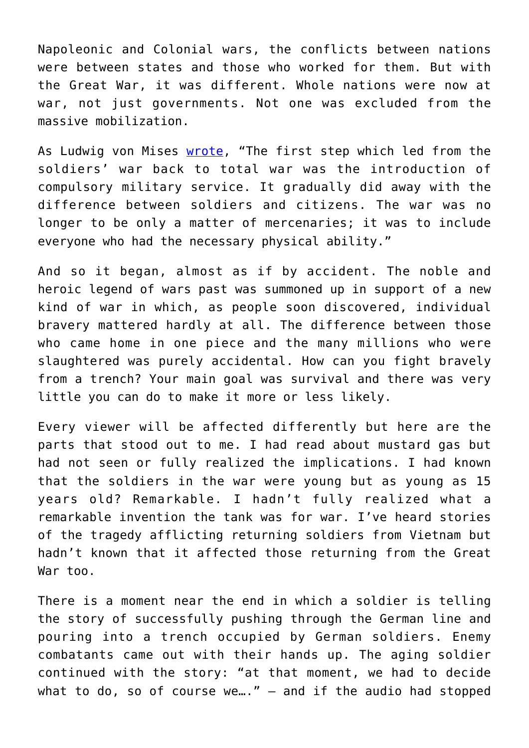Napoleonic and Colonial wars, the conflicts between nations were between states and those who worked for them. But with the Great War, it was different. Whole nations were now at war, not just governments. Not one was excluded from the massive mobilization.

As Ludwig von Mises [wrote](), "The first step which led from the soldiers' war back to total war was the introduction of compulsory military service. It gradually did away with the difference between soldiers and citizens. The war was no longer to be only a matter of mercenaries; it was to include everyone who had the necessary physical ability."

And so it began, almost as if by accident. The noble and heroic legend of wars past was summoned up in support of a new kind of war in which, as people soon discovered, individual bravery mattered hardly at all. The difference between those who came home in one piece and the many millions who were slaughtered was purely accidental. How can you fight bravely from a trench? Your main goal was survival and there was very little you can do to make it more or less likely.

Every viewer will be affected differently but here are the parts that stood out to me. I had read about mustard gas but had not seen or fully realized the implications. I had known that the soldiers in the war were young but as young as 15 years old? Remarkable. I hadn't fully realized what a remarkable invention the tank was for war. I've heard stories of the tragedy afflicting returning soldiers from Vietnam but hadn't known that it affected those returning from the Great War too.

There is a moment near the end in which a soldier is telling the story of successfully pushing through the German line and pouring into a trench occupied by German soldiers. Enemy combatants came out with their hands up. The aging soldier continued with the story: "at that moment, we had to decide what to do, so of course we…." – and if the audio had stopped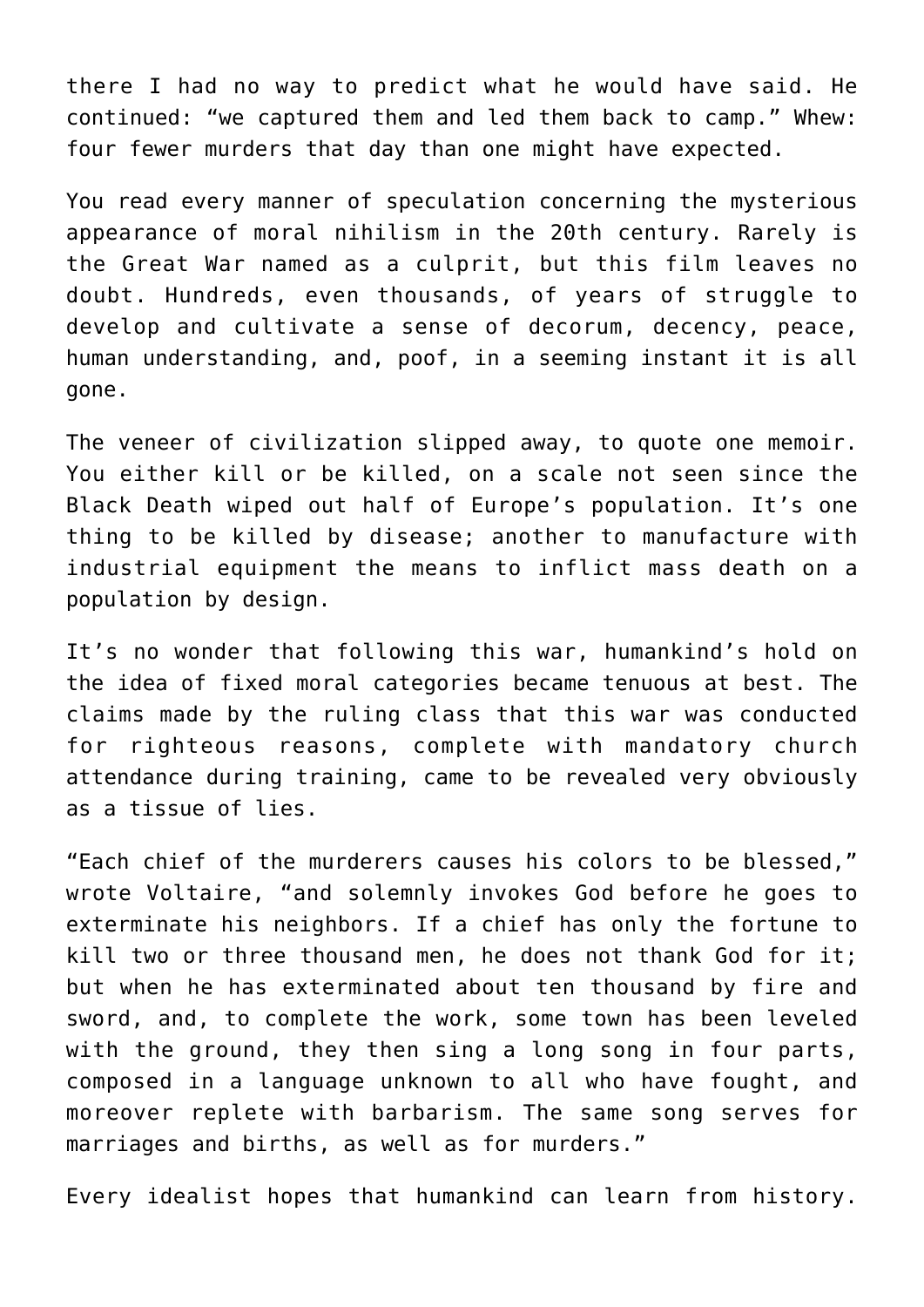there I had no way to predict what he would have said. He continued: "we captured them and led them back to camp." Whew: four fewer murders that day than one might have expected.

You read every manner of speculation concerning the mysterious appearance of moral nihilism in the 20th century. Rarely is the Great War named as a culprit, but this film leaves no doubt. Hundreds, even thousands, of years of struggle to develop and cultivate a sense of decorum, decency, peace, human understanding, and, poof, in a seeming instant it is all gone.

The veneer of civilization slipped away, to quote one memoir. You either kill or be killed, on a scale not seen since the Black Death wiped out half of Europe's population. It's one thing to be killed by disease; another to manufacture with industrial equipment the means to inflict mass death on a population by design.

It's no wonder that following this war, humankind's hold on the idea of fixed moral categories became tenuous at best. The claims made by the ruling class that this war was conducted for righteous reasons, complete with mandatory church attendance during training, came to be revealed very obviously as a tissue of lies.

"Each chief of the murderers causes his colors to be blessed," wrote Voltaire, "and solemnly invokes God before he goes to exterminate his neighbors. If a chief has only the fortune to kill two or three thousand men, he does not thank God for it; but when he has exterminated about ten thousand by fire and sword, and, to complete the work, some town has been leveled with the ground, they then sing a long song in four parts, composed in a language unknown to all who have fought, and moreover replete with barbarism. The same song serves for marriages and births, as well as for murders."

Every idealist hopes that humankind can learn from history.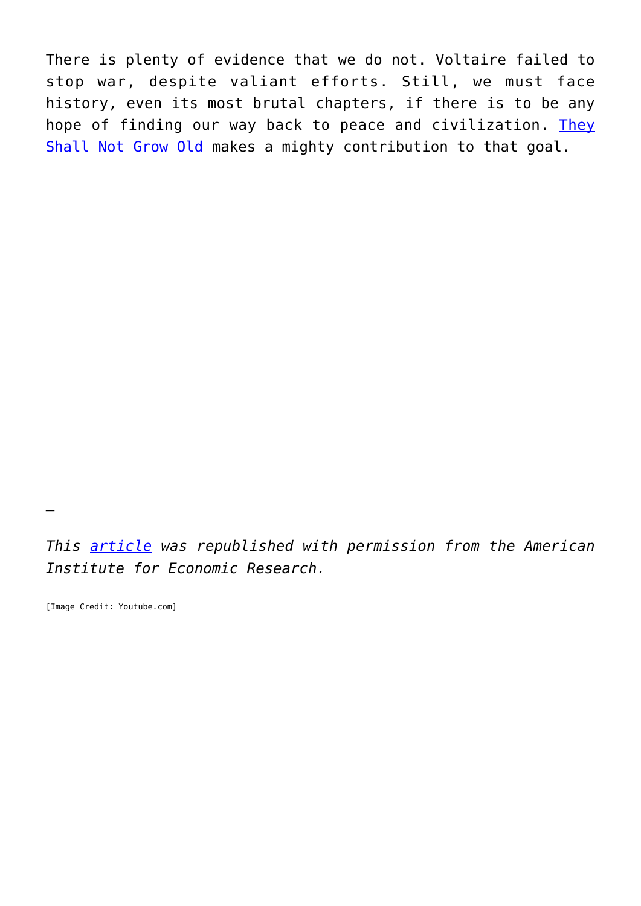There is plenty of evidence that we do not. Voltaire failed to stop war, despite valiant efforts. Still, we must face history, even its most brutal chapters, if there is to be any hope of finding our way back to peace and civilization. They Shall Not Grow Old makes a mighty contribution to that goal.

—

*This article was republished with permission from the American Institute for Economic Research.*

[Image Credit: Youtube.com]